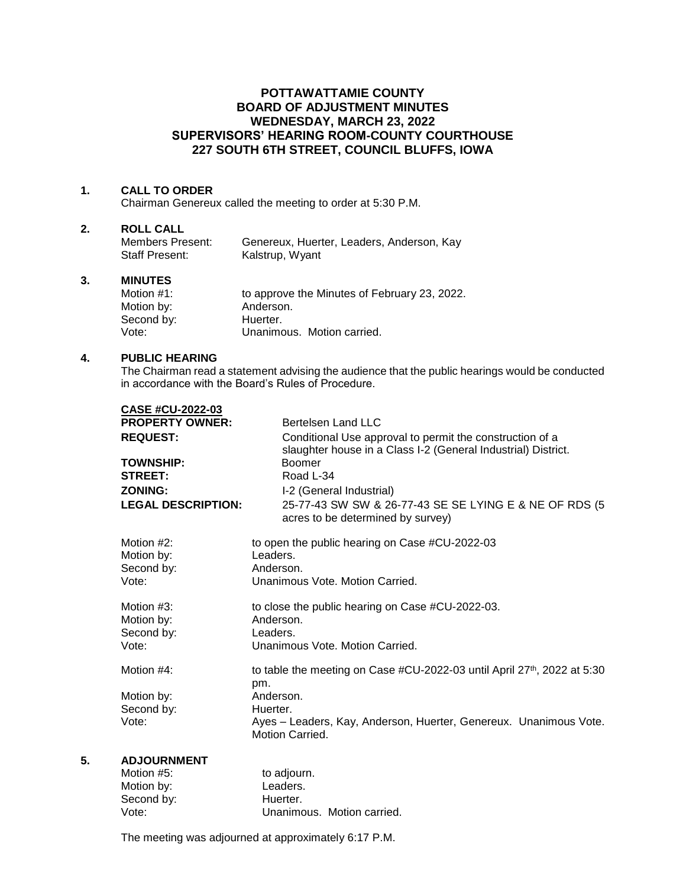# POTTAWATTAMIE COUNTY
# BOARD OF ADJUSTMENT MINUTES
## WEDNESDAY, MARCH 23, 2022
## SUPERVISORS' HEARING ROOM-COUNTY COURTHOUSE
## 227 SOUTH 6TH STREET, COUNCIL BLUFFS, IOWA

**1. CALL TO ORDER**

Chairman Genereux called the meeting to order at 5:30 P.M.

**2. ROLL CALL**

| | |
|---|---|
| Members Present: | Genereux, Huerter, Leaders, Anderson, Kay |
| Staff Present: | Kalstrup, Wyant |

**3. MINUTES**

| | |
|---|---|
| Motion #1: | to approve the Minutes of February 23, 2022. |
| Motion by: | Anderson. |
| Second by: | Huerter. |
| Vote: | Unanimous. Motion carried. |

**4. PUBLIC HEARING**

The Chairman read a statement advising the audience that the public hearings would be conducted in accordance with the Board's Rules of Procedure.

**CASE #CU-2022-03**

| | |
|---|---|
| **PROPERTY OWNER:** | Bertelsen Land LLC |
| **REQUEST:** | Conditional Use approval to permit the construction of a slaughter house in a Class I-2 (General Industrial) District. |
| **TOWNSHIP:** | Boomer |
| **STREET:** | Road L-34 |
| **ZONING:** | I-2 (General Industrial) |
| **LEGAL DESCRIPTION:** | 25-77-43 SW SW & 26-77-43 SE SE LYING E & NE OF RDS (5 acres to be determined by survey) |

| | |
|---|---|
| Motion #2: | to open the public hearing on Case #CU-2022-03 |
| Motion by: | Leaders. |
| Second by: | Anderson. |
| Vote: | Unanimous Vote. Motion Carried. |

| | |
|---|---|
| Motion #3: | to close the public hearing on Case #CU-2022-03. |
| Motion by: | Anderson. |
| Second by: | Leaders. |
| Vote: | Unanimous Vote. Motion Carried. |

| | |
|---|---|
| Motion #4: | to table the meeting on Case #CU-2022-03 until April 27th, 2022 at 5:30 pm. |
| Motion by: | Anderson. |
| Second by: | Huerter. |
| Vote: | Ayes – Leaders, Kay, Anderson, Huerter, Genereux. Unanimous Vote. Motion Carried. |

**5. ADJOURNMENT**

| | |
|---|---|
| Motion #5: | to adjourn. |
| Motion by: | Leaders. |
| Second by: | Huerter. |
| Vote: | Unanimous. Motion carried. |

The meeting was adjourned at approximately 6:17 P.M.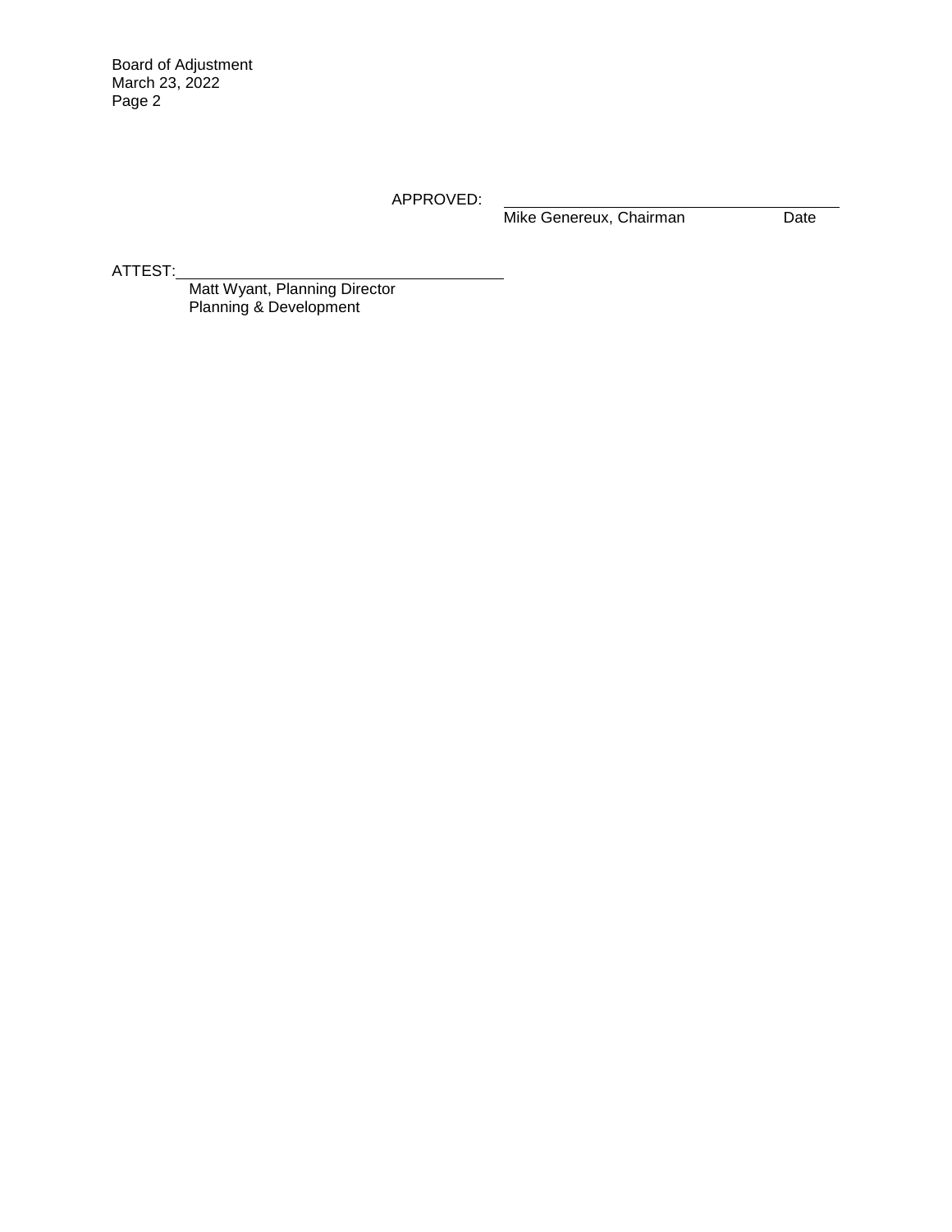APPROVED: \_\_\_\_\_\_\_\_\_\_\_\_\_\_\_\_\_\_\_\_\_\_\_\_\_\_\_\_\_\_\_\_\_\_\_\_\_\_

Mike Genereux, Chairman Date

ATTEST: \_\_\_\_\_\_\_\_\_\_\_\_\_\_\_\_\_\_\_\_\_\_\_\_\_\_\_\_\_\_\_\_\_\_\_\_\_\_

Matt Wyant, Planning Director
Planning & Development